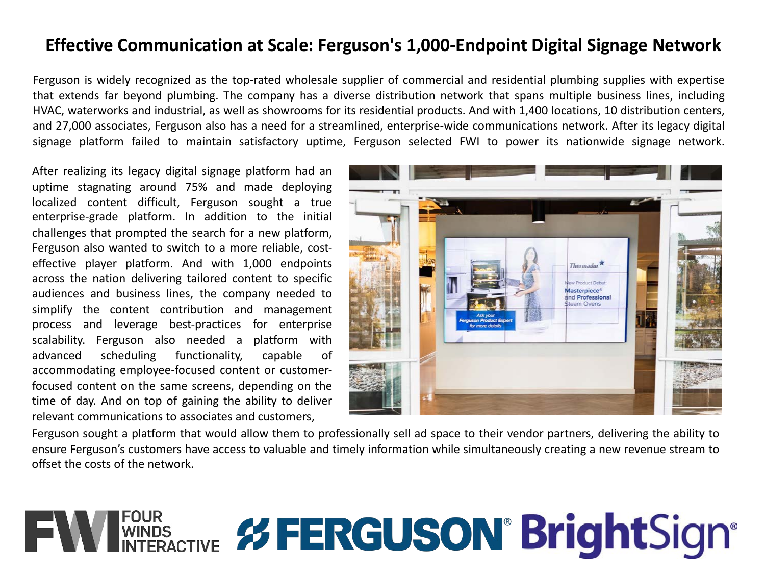# Effective Communication at Scale: Ferguson's 1,000-Endpoint Digital Signage Network

Ferguson is widely recognized as the top-rated wholesale supplier of commercial and residential plumbing supplies with expertise that extends far beyond plumbing. The company has a diverse distribution network that spans multiple business lines, including HVAC, waterworks and industrial, as well as showrooms for its residential products. And with 1,400 locations, 10 distribution centers, and 27,000 associates, Ferguson also has a need for a streamlined, enterprise-wide communications network. After its legacy digital signage platform failed to maintain satisfactory uptime, Ferguson selected FWI to power its nationwide signage network.

After realizing its legacy digital signage platform had an uptime stagnating around 75% and made deploying localized content difficult, Ferguson sought a true enterprise-grade platform. In addition to the initial challenges that prompted the search for a new platform, Ferguson also wanted to switch to a more reliable, cost-effective player platform. And with 1,000 endpoints across the nation delivering tailored content to specific audiences and business lines, the company needed to simplify the content contribution and management process and leverage best-practices for enterprise scalability. Ferguson also needed a platform with advanced scheduling functionality, capable of accommodating employee-focused content or customer-focused content on the same screens, depending on the time of day. And on top of gaining the ability to deliver relevant communications to associates and customers, Ferguson sought a platform that would allow them to professionally sell ad space to their vendor partners, delivering the ability to ensure Ferguson's customers have access to valuable and timely information while simultaneously creating a new revenue stream to offset the costs of the network.

FOUR WINDS INTERACTIVE FERGUSON® BrightSign®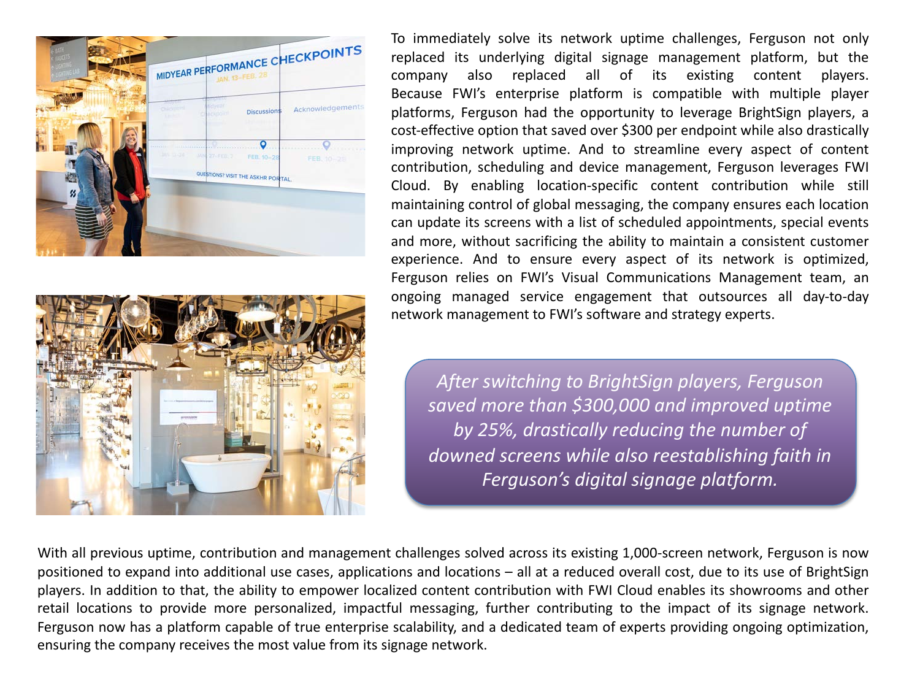To immediately solve its network uptime challenges, Ferguson not only replaced its underlying digital signage management platform, but the company also replaced all of its existing content players. Because FWI's enterprise platform is compatible with multiple player platforms, Ferguson had the opportunity to leverage BrightSign players, a cost-effective option that saved over $300 per endpoint while also drastically improving network uptime. And to streamline every aspect of content contribution, scheduling and device management, Ferguson leverages FWI Cloud. By enabling location-specific content contribution while still maintaining control of global messaging, the company ensures each location can update its screens with a list of scheduled appointments, special events and more, without sacrificing the ability to maintain a consistent customer experience. And to ensure every aspect of its network is optimized, Ferguson relies on FWI's Visual Communications Management team, an ongoing managed service engagement that outsources all day-to-day network management to FWI's software and strategy experts.

*After switching to BrightSign players, Ferguson saved more than $300,000 and improved uptime by 25%, drastically reducing the number of downed screens while also reestablishing faith in Ferguson's digital signage platform.*

With all previous uptime, contribution and management challenges solved across its existing 1,000-screen network, Ferguson is now positioned to expand into additional use cases, applications and locations – all at a reduced overall cost, due to its use of BrightSign players. In addition to that, the ability to empower localized content contribution with FWI Cloud enables its showrooms and other retail locations to provide more personalized, impactful messaging, further contributing to the impact of its signage network. Ferguson now has a platform capable of true enterprise scalability, and a dedicated team of experts providing ongoing optimization, ensuring the company receives the most value from its signage network.